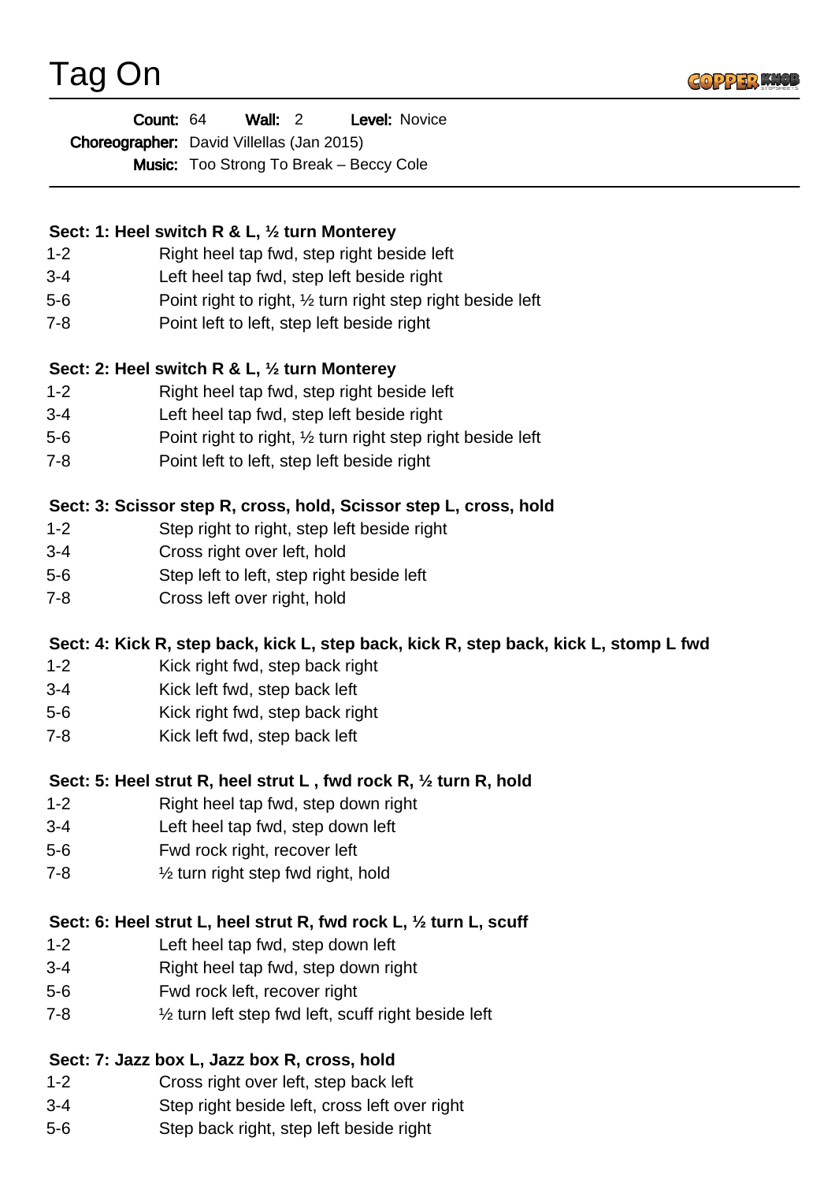# Tag On

**Count:** 64 **Wall:** 2 **Level:** Novice

**Choreographer:** David Villellas (Jan 2015)

**Music:** Too Strong To Break – Beccy Cole

---

**Sect: 1: Heel switch R & L, ½ turn Monterey**

1-2 Right heel tap fwd, step right beside left
3-4 Left heel tap fwd, step left beside right
5-6 Point right to right, ½ turn right step right beside left
7-8 Point left to left, step left beside right

**Sect: 2: Heel switch R & L, ½ turn Monterey**

1-2 Right heel tap fwd, step right beside left
3-4 Left heel tap fwd, step left beside right
5-6 Point right to right, ½ turn right step right beside left
7-8 Point left to left, step left beside right

**Sect: 3: Scissor step R, cross, hold, Scissor step L, cross, hold**

1-2 Step right to right, step left beside right
3-4 Cross right over left, hold
5-6 Step left to left, step right beside left
7-8 Cross left over right, hold

**Sect: 4: Kick R, step back, kick L, step back, kick R, step back, kick L, stomp L fwd**

1-2 Kick right fwd, step back right
3-4 Kick left fwd, step back left
5-6 Kick right fwd, step back right
7-8 Kick left fwd, step back left

**Sect: 5: Heel strut R, heel strut L , fwd rock R, ½ turn R, hold**

1-2 Right heel tap fwd, step down right
3-4 Left heel tap fwd, step down left
5-6 Fwd rock right, recover left
7-8 ½ turn right step fwd right, hold

**Sect: 6: Heel strut L, heel strut R, fwd rock L, ½ turn L, scuff**

1-2 Left heel tap fwd, step down left
3-4 Right heel tap fwd, step down right
5-6 Fwd rock left, recover right
7-8 ½ turn left step fwd left, scuff right beside left

**Sect: 7: Jazz box L, Jazz box R, cross, hold**

1-2 Cross right over left, step back left
3-4 Step right beside left, cross left over right
5-6 Step back right, step left beside right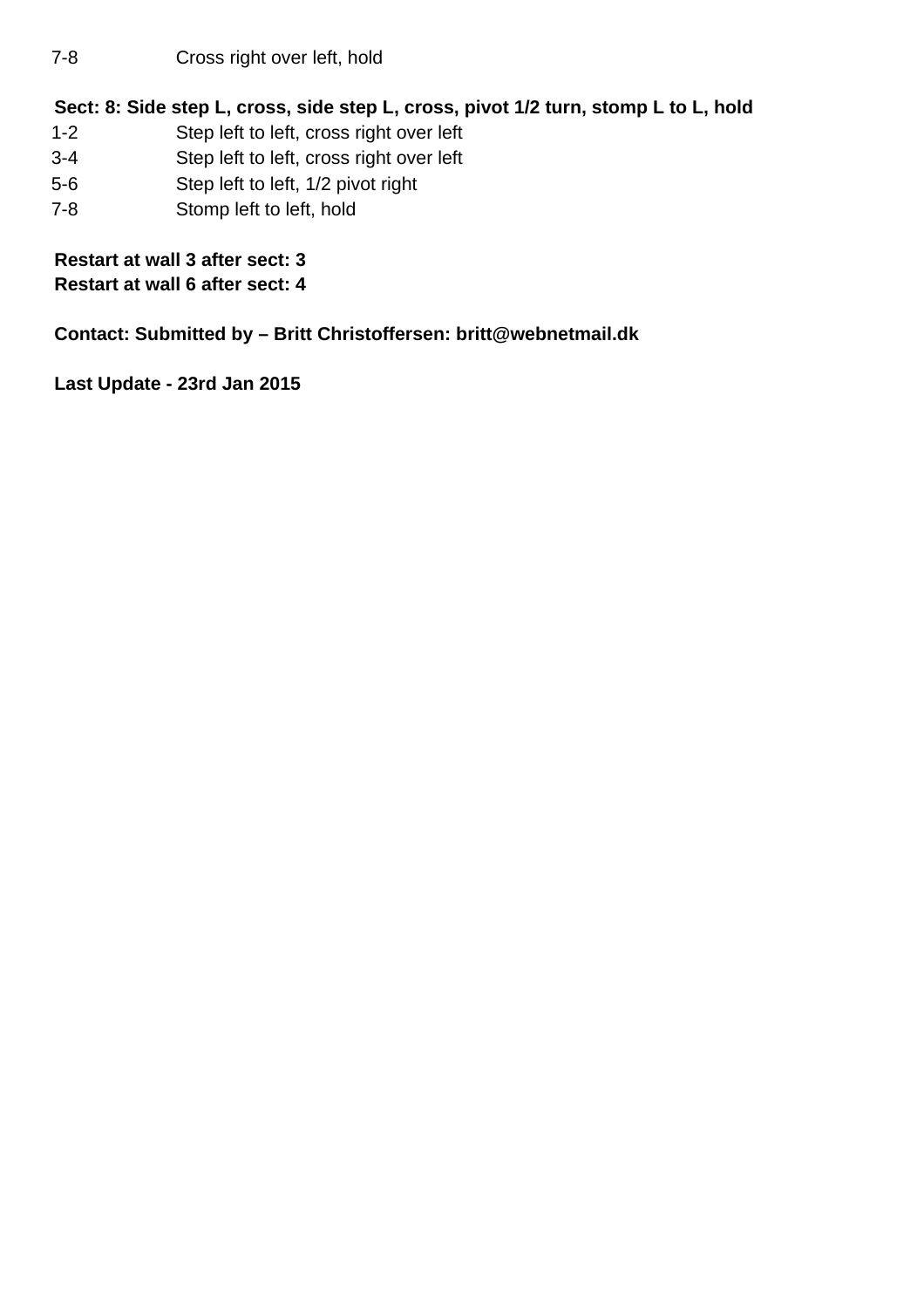7-8 Cross right over left, hold

**Sect: 8: Side step L, cross, side step L, cross, pivot 1/2 turn, stomp L to L, hold**

1-2 Step left to left, cross right over left
3-4 Step left to left, cross right over left
5-6 Step left to left, 1/2 pivot right
7-8 Stomp left to left, hold

**Restart at wall 3 after sect: 3**
**Restart at wall 6 after sect: 4**

**Contact: Submitted by – Britt Christoffersen: britt@webnetmail.dk**

**Last Update - 23rd Jan 2015**